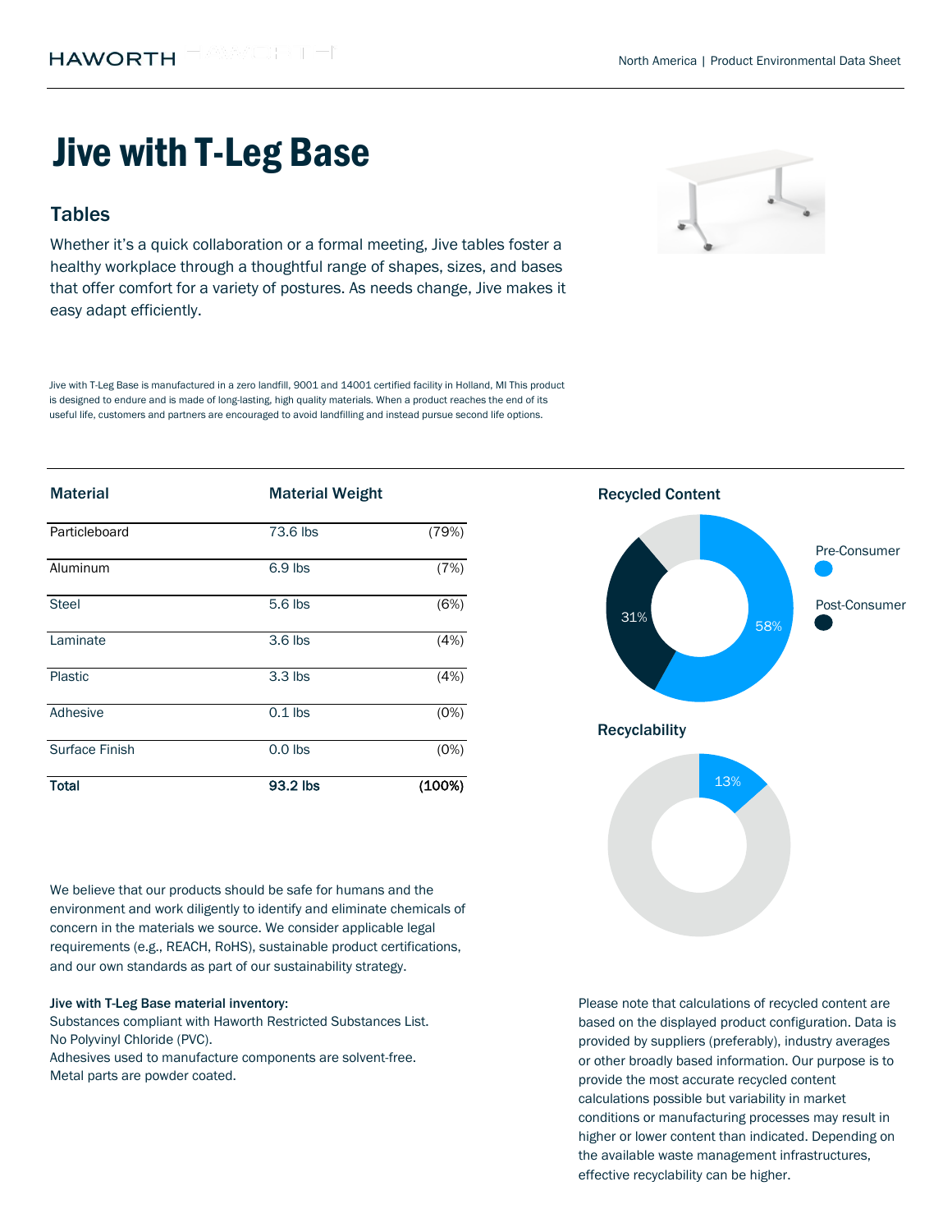# Jive with T-Leg Base

## Tables

Whether it's a quick collaboration or a formal meeting, Jive tables foster a healthy workplace through a thoughtful range of shapes, sizes, and bases that offer comfort for a variety of postures. As needs change, Jive makes it easy adapt efficiently.

Jive with T-Leg Base is manufactured in a zero landfill, 9001 and 14001 certified facility in Holland, MI This product is designed to endure and is made of long-lasting, high quality materials. When a product reaches the end of its useful life, customers and partners are encouraged to avoid landfilling and instead pursue second life options.

| Material | Material Weight | |
|---|---|---|
| Particleboard | 73.6 lbs | (79%) |
| Aluminum | 6.9 lbs | (7%) |
| Steel | 5.6 lbs | (6%) |
| Laminate | 3.6 lbs | (4%) |
| Plastic | 3.3 lbs | (4%) |
| Adhesive | 0.1 lbs | (0%) |
| Surface Finish | 0.0 lbs | (0%) |
| **Total** | **93.2 lbs** | **(100%)** |

### Recycled Content

Pre-Consumer: 58%

Post-Consumer: 31%

### Recyclability

13%

We believe that our products should be safe for humans and the environment and work diligently to identify and eliminate chemicals of concern in the materials we source. We consider applicable legal requirements (e.g., REACH, RoHS), sustainable product certifications, and our own standards as part of our sustainability strategy.

**Jive with T-Leg Base material inventory:**

Substances compliant with Haworth Restricted Substances List.
No Polyvinyl Chloride (PVC).
Adhesives used to manufacture components are solvent-free.
Metal parts are powder coated.

Please note that calculations of recycled content are based on the displayed product configuration. Data is provided by suppliers (preferably), industry averages or other broadly based information. Our purpose is to provide the most accurate recycled content calculations possible but variability in market conditions or manufacturing processes may result in higher or lower content than indicated. Depending on the available waste management infrastructures, effective recyclability can be higher.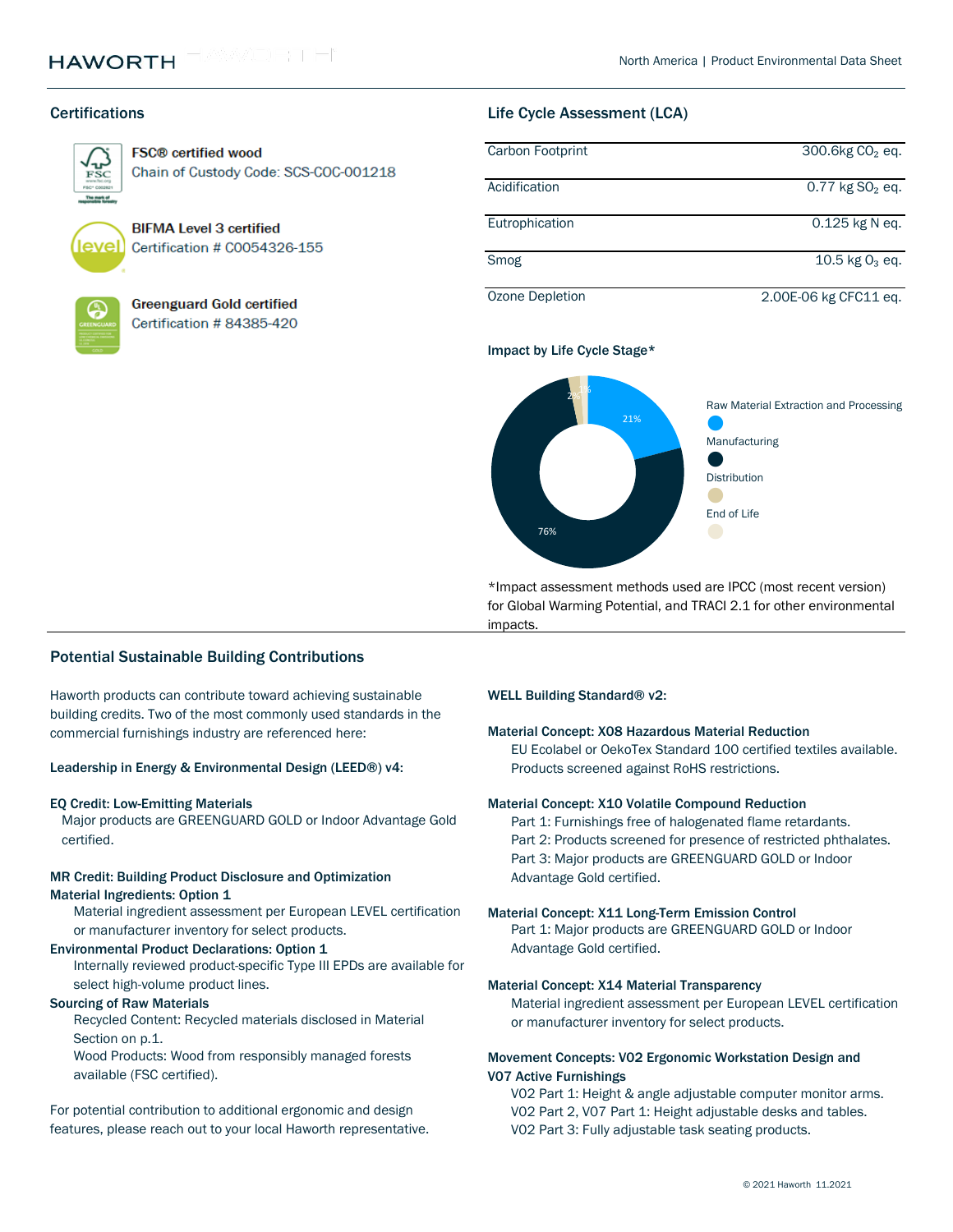## Certifications

**FSC® certified wood**
Chain of Custody Code: SCS-COC-001218

**BIFMA Level 3 certified**
Certification # C0054326-155

**Greenguard Gold certified**
Certification # 84385-420

## Life Cycle Assessment (LCA)

| | |
|---|---|
| Carbon Footprint | 300.6kg $CO_2$ eq. |
| Acidification | 0.77 kg $SO_2$ eq. |
| Eutrophication | 0.125 kg N eq. |
| Smog | 10.5 kg $O_3$ eq. |
| Ozone Depletion | 2.00E-06 kg CFC11 eq. |

### Impact by Life Cycle Stage*

21%
76%
2%
1%

Raw Material Extraction and Processing
Manufacturing
Distribution
End of Life

*Impact assessment methods used are IPCC (most recent version) for Global Warming Potential, and TRACI 2.1 for other environmental impacts.

## Potential Sustainable Building Contributions

Haworth products can contribute toward achieving sustainable building credits. Two of the most commonly used standards in the commercial furnishings industry are referenced here:

**Leadership in Energy & Environmental Design (LEED®) v4:**

**EQ Credit: Low-Emitting Materials**
Major products are GREENGUARD GOLD or Indoor Advantage Gold certified.

**MR Credit: Building Product Disclosure and Optimization**
**Material Ingredients: Option 1**
Material ingredient assessment per European LEVEL certification or manufacturer inventory for select products.
**Environmental Product Declarations: Option 1**
Internally reviewed product-specific Type III EPDs are available for select high-volume product lines.
**Sourcing of Raw Materials**
Recycled Content: Recycled materials disclosed in Material Section on p.1.
Wood Products: Wood from responsibly managed forests available (FSC certified).

For potential contribution to additional ergonomic and design features, please reach out to your local Haworth representative.

**WELL Building Standard® v2:**

**Material Concept: X08 Hazardous Material Reduction**
EU Ecolabel or OekoTex Standard 100 certified textiles available.
Products screened against RoHS restrictions.

**Material Concept: X10 Volatile Compound Reduction**
Part 1: Furnishings free of halogenated flame retardants.
Part 2: Products screened for presence of restricted phthalates.
Part 3: Major products are GREENGUARD GOLD or Indoor Advantage Gold certified.

**Material Concept: X11 Long-Term Emission Control**
Part 1: Major products are GREENGUARD GOLD or Indoor Advantage Gold certified.

**Material Concept: X14 Material Transparency**
Material ingredient assessment per European LEVEL certification or manufacturer inventory for select products.

**Movement Concepts: V02 Ergonomic Workstation Design and V07 Active Furnishings**
V02 Part 1: Height & angle adjustable computer monitor arms.
V02 Part 2, V07 Part 1: Height adjustable desks and tables.
V02 Part 3: Fully adjustable task seating products.

© 2021 Haworth 11.2021